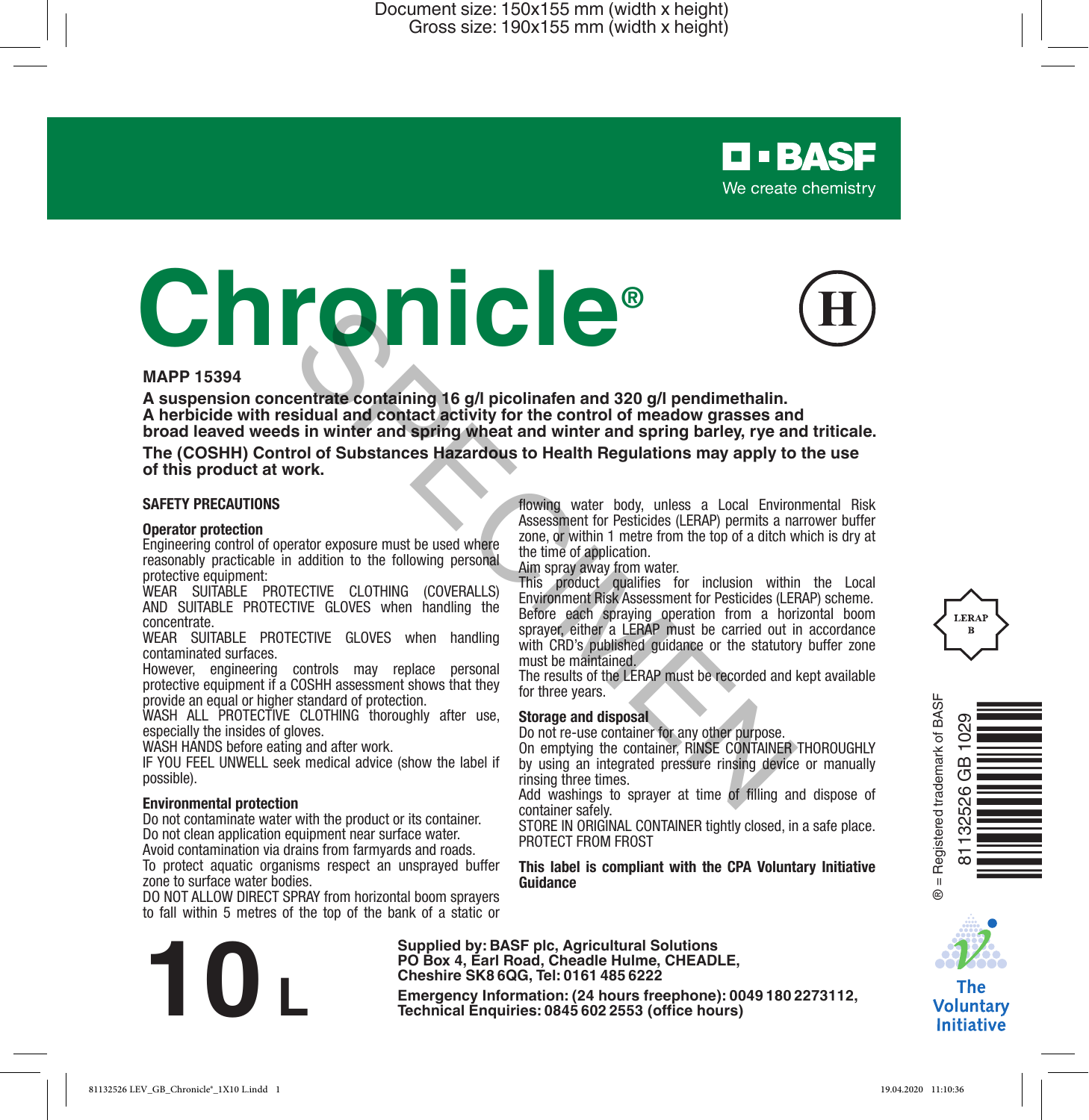BASF
We create chemistry

# Chronicle®

MAPP 15394

**A suspension concentrate containing 16 g/l picolinafen and 320 g/l pendimethalin.**
**A herbicide with residual and contact activity for the control of meadow grasses and broad leaved weeds in winter and spring wheat and winter and spring barley, rye and triticale.**

**The (COSHH) Control of Substances Hazardous to Health Regulations may apply to the use of this product at work.**

## SAFETY PRECAUTIONS

### Operator protection

Engineering control of operator exposure must be used where reasonably practicable in addition to the following personal protective equipment:

WEAR SUITABLE PROTECTIVE CLOTHING (COVERALLS) AND SUITABLE PROTECTIVE GLOVES when handling the concentrate.

WEAR SUITABLE PROTECTIVE GLOVES when handling contaminated surfaces.

However, engineering controls may replace personal protective equipment if a COSHH assessment shows that they provide an equal or higher standard of protection.

WASH ALL PROTECTIVE CLOTHING thoroughly after use, especially the insides of gloves.

WASH HANDS before eating and after work.

IF YOU FEEL UNWELL seek medical advice (show the label if possible).

### Environmental protection

Do not contaminate water with the product or its container.
Do not clean application equipment near surface water.
Avoid contamination via drains from farmyards and roads.
To protect aquatic organisms respect an unsprayed buffer zone to surface water bodies.
DO NOT ALLOW DIRECT SPRAY from horizontal boom sprayers to fall within 5 metres of the top of the bank of a static or flowing water body, unless a Local Environmental Risk Assessment for Pesticides (LERAP) permits a narrower buffer zone, or within 1 metre from the top of a ditch which is dry at the time of application.
Aim spray away from water.
This product qualifies for inclusion within the Local Environment Risk Assessment for Pesticides (LERAP) scheme. Before each spraying operation from a horizontal boom sprayer, either a LERAP must be carried out in accordance with CRD's published guidance or the statutory buffer zone must be maintained.
The results of the LERAP must be recorded and kept available for three years.

### Storage and disposal

Do not re-use container for any other purpose.
On emptying the container, RINSE CONTAINER THOROUGHLY by using an integrated pressure rinsing device or manually rinsing three times.
Add washings to sprayer at time of filling and dispose of container safely.
STORE IN ORIGINAL CONTAINER tightly closed, in a safe place.
PROTECT FROM FROST

**This label is compliant with the CPA Voluntary Initiative Guidance**

LERAP B

® = Registered trademark of BASF

81132526 GB 1029

The Voluntary Initiative

# 10 L

**Supplied by: BASF plc, Agricultural Solutions**
**PO Box 4, Earl Road, Cheadle Hulme, CHEADLE, Cheshire SK8 6QG, Tel: 0161 485 6222**

**Emergency Information: (24 hours freephone): 0049 180 2273112,**
**Technical Enquiries: 0845 602 2553 (office hours)**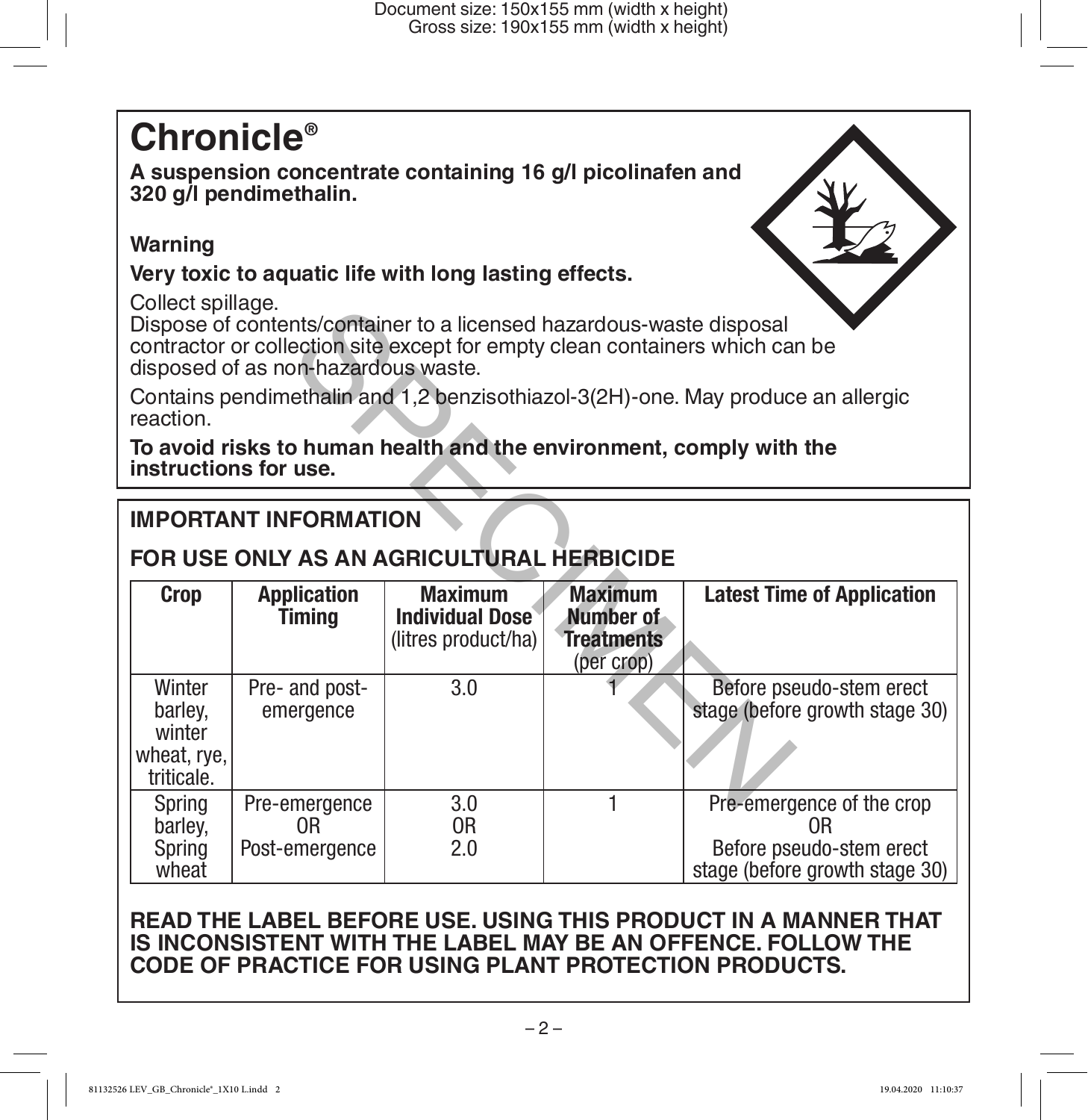# Chronicle®

**A suspension concentrate containing 16 g/l picolinafen and 320 g/l pendimethalin.**

**Warning**

**Very toxic to aquatic life with long lasting effects.**

Collect spillage.
Dispose of contents/container to a licensed hazardous-waste disposal contractor or collection site except for empty clean containers which can be disposed of as non-hazardous waste.

Contains pendimethalin and 1,2 benzisothiazol-3(2H)-one. May produce an allergic reaction.

**To avoid risks to human health and the environment, comply with the instructions for use.**

## IMPORTANT INFORMATION

## FOR USE ONLY AS AN AGRICULTURAL HERBICIDE

| Crop | Application Timing | Maximum Individual Dose (litres product/ha) | Maximum Number of Treatments (per crop) | Latest Time of Application |
|---|---|---|---|---|
| Winter barley, winter wheat, rye, triticale. | Pre- and post-emergence | 3.0 | 1 | Before pseudo-stem erect stage (before growth stage 30) |
| Spring barley, Spring wheat | Pre-emergence OR Post-emergence | 3.0 OR 2.0 | 1 | Pre-emergence of the crop OR Before pseudo-stem erect stage (before growth stage 30) |

**READ THE LABEL BEFORE USE. USING THIS PRODUCT IN A MANNER THAT IS INCONSISTENT WITH THE LABEL MAY BE AN OFFENCE. FOLLOW THE CODE OF PRACTICE FOR USING PLANT PROTECTION PRODUCTS.**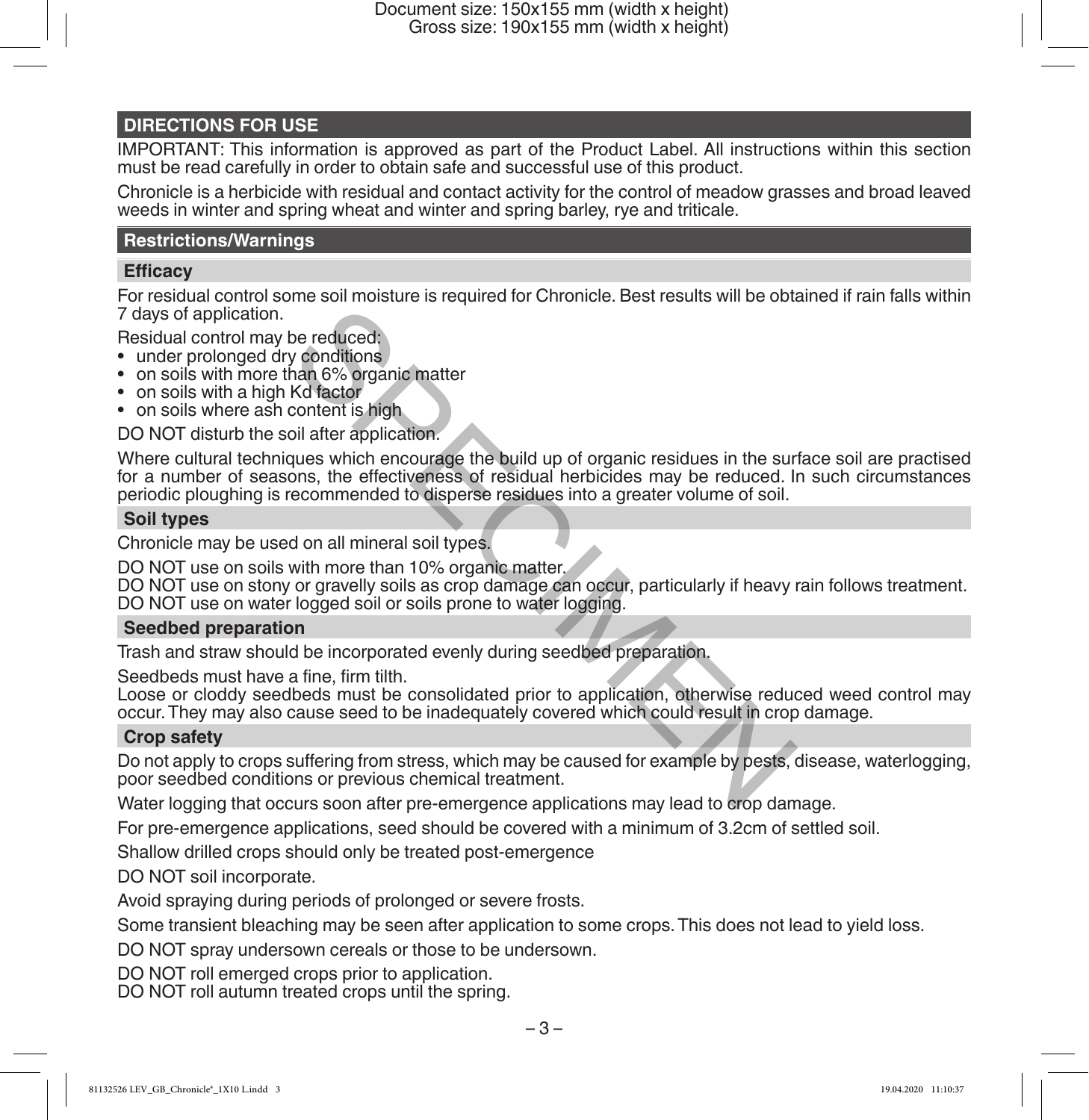## DIRECTIONS FOR USE

IMPORTANT: This information is approved as part of the Product Label. All instructions within this section must be read carefully in order to obtain safe and successful use of this product.

Chronicle is a herbicide with residual and contact activity for the control of meadow grasses and broad leaved weeds in winter and spring wheat and winter and spring barley, rye and triticale.

### Restrictions/Warnings

#### Efficacy

For residual control some soil moisture is required for Chronicle. Best results will be obtained if rain falls within 7 days of application.

Residual control may be reduced:

- under prolonged dry conditions
- on soils with more than 6% organic matter
- on soils with a high Kd factor
- on soils where ash content is high

DO NOT disturb the soil after application.

Where cultural techniques which encourage the build up of organic residues in the surface soil are practised for a number of seasons, the effectiveness of residual herbicides may be reduced. In such circumstances periodic ploughing is recommended to disperse residues into a greater volume of soil.

#### Soil types

Chronicle may be used on all mineral soil types.

DO NOT use on soils with more than 10% organic matter.
DO NOT use on stony or gravelly soils as crop damage can occur, particularly if heavy rain follows treatment.
DO NOT use on water logged soil or soils prone to water logging.

#### Seedbed preparation

Trash and straw should be incorporated evenly during seedbed preparation.

Seedbeds must have a fine, firm tilth.
Loose or cloddy seedbeds must be consolidated prior to application, otherwise reduced weed control may occur. They may also cause seed to be inadequately covered which could result in crop damage.

#### Crop safety

Do not apply to crops suffering from stress, which may be caused for example by pests, disease, waterlogging, poor seedbed conditions or previous chemical treatment.

Water logging that occurs soon after pre-emergence applications may lead to crop damage.

For pre-emergence applications, seed should be covered with a minimum of 3.2cm of settled soil.

Shallow drilled crops should only be treated post-emergence

DO NOT soil incorporate.

Avoid spraying during periods of prolonged or severe frosts.

Some transient bleaching may be seen after application to some crops. This does not lead to yield loss.

DO NOT spray undersown cereals or those to be undersown.

DO NOT roll emerged crops prior to application.
DO NOT roll autumn treated crops until the spring.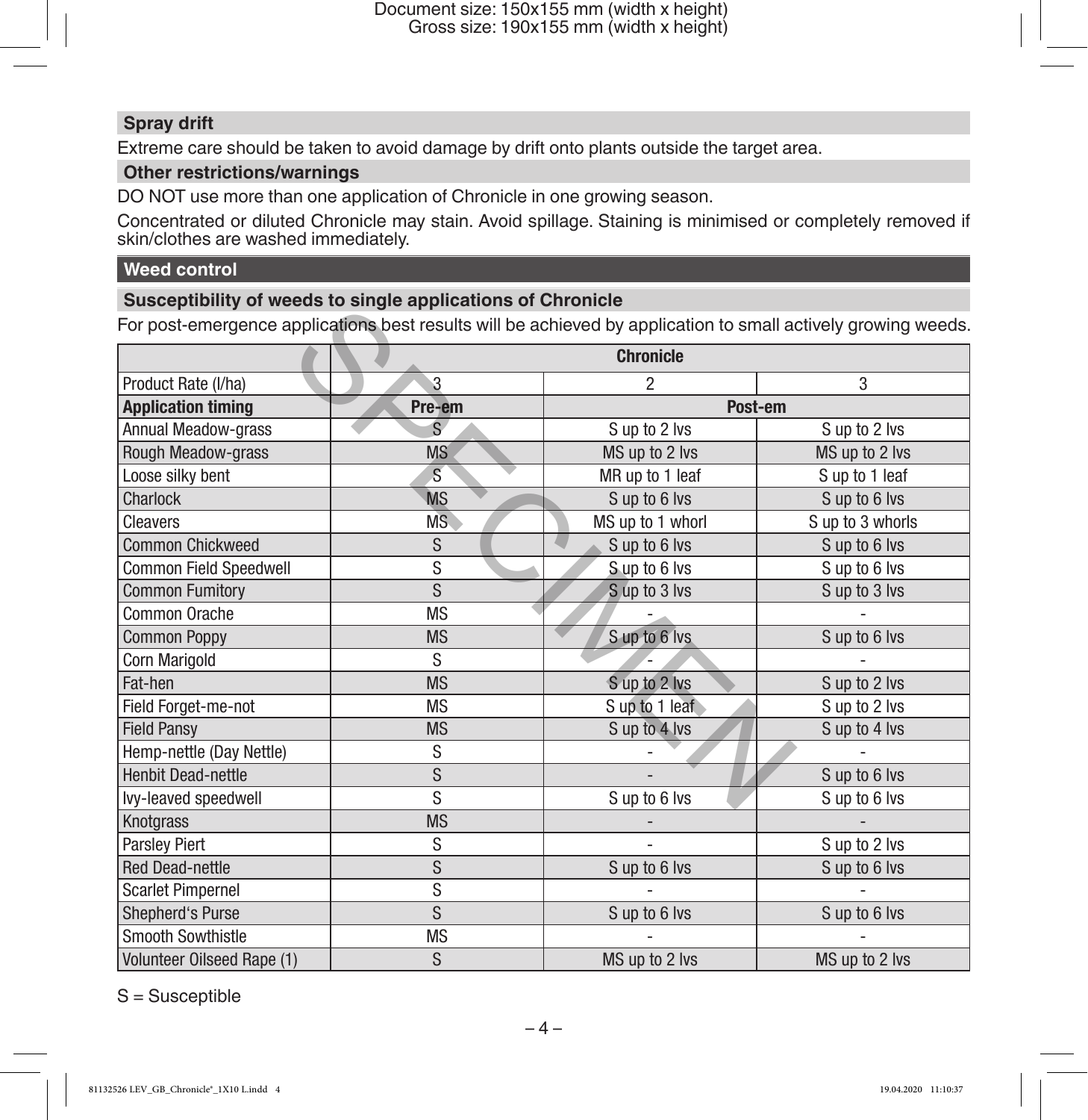## Spray drift

Extreme care should be taken to avoid damage by drift onto plants outside the target area.

## Other restrictions/warnings

DO NOT use more than one application of Chronicle in one growing season.

Concentrated or diluted Chronicle may stain. Avoid spillage. Staining is minimised or completely removed if skin/clothes are washed immediately.

# Weed control

## Susceptibility of weeds to single applications of Chronicle

For post-emergence applications best results will be achieved by application to small actively growing weeds.

| | Chronicle | | |
|---|---|---|---|
| Product Rate (l/ha) | 3 | 2 | 3 |
| **Application timing** | **Pre-em** | **Post-em** | |
| Annual Meadow-grass | S | S up to 2 lvs | S up to 2 lvs |
| Rough Meadow-grass | MS | MS up to 2 lvs | MS up to 2 lvs |
| Loose silky bent | S | MR up to 1 leaf | S up to 1 leaf |
| Charlock | MS | S up to 6 lvs | S up to 6 lvs |
| Cleavers | MS | MS up to 1 whorl | S up to 3 whorls |
| Common Chickweed | S | S up to 6 lvs | S up to 6 lvs |
| Common Field Speedwell | S | S up to 6 lvs | S up to 6 lvs |
| Common Fumitory | S | S up to 3 lvs | S up to 3 lvs |
| Common Orache | MS | - | - |
| Common Poppy | MS | S up to 6 lvs | S up to 6 lvs |
| Corn Marigold | S | - | - |
| Fat-hen | MS | S up to 2 lvs | S up to 2 lvs |
| Field Forget-me-not | MS | S up to 1 leaf | S up to 2 lvs |
| Field Pansy | MS | S up to 4 lvs | S up to 4 lvs |
| Hemp-nettle (Day Nettle) | S | - | - |
| Henbit Dead-nettle | S | - | S up to 6 lvs |
| Ivy-leaved speedwell | S | S up to 6 lvs | S up to 6 lvs |
| Knotgrass | MS | - | - |
| Parsley Piert | S | - | S up to 2 lvs |
| Red Dead-nettle | S | S up to 6 lvs | S up to 6 lvs |
| Scarlet Pimpernel | S | - | - |
| Shepherd's Purse | S | S up to 6 lvs | S up to 6 lvs |
| Smooth Sowthistle | MS | - | - |
| Volunteer Oilseed Rape (1) | S | MS up to 2 lvs | MS up to 2 lvs |

S = Susceptible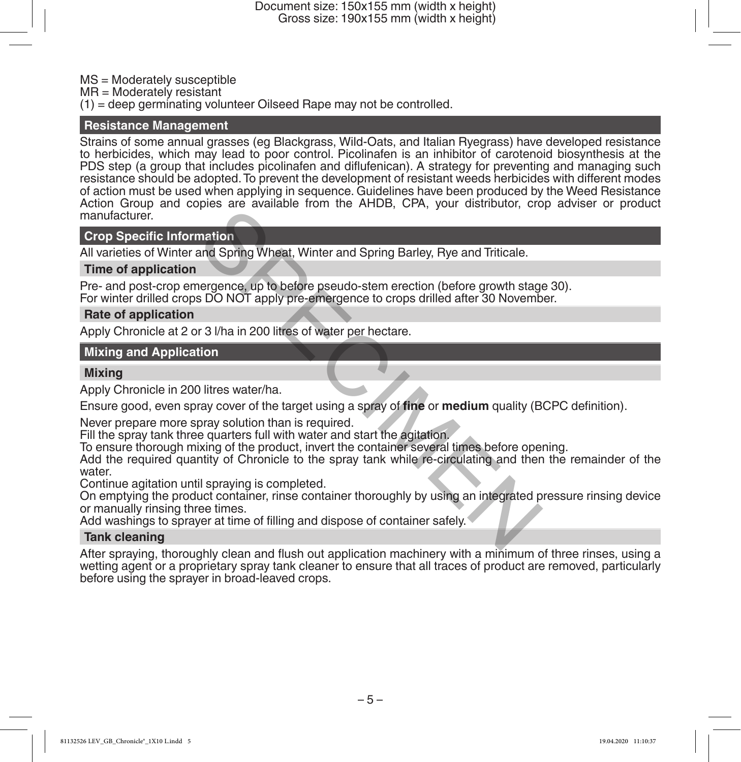MS = Moderately susceptible
MR = Moderately resistant
(1) = deep germinating volunteer Oilseed Rape may not be controlled.

## Resistance Management

Strains of some annual grasses (eg Blackgrass, Wild-Oats, and Italian Ryegrass) have developed resistance to herbicides, which may lead to poor control. Picolinafen is an inhibitor of carotenoid biosynthesis at the PDS step (a group that includes picolinafen and diflufenican). A strategy for preventing and managing such resistance should be adopted. To prevent the development of resistant weeds herbicides with different modes of action must be used when applying in sequence. Guidelines have been produced by the Weed Resistance Action Group and copies are available from the AHDB, CPA, your distributor, crop adviser or product manufacturer.

## Crop Specific Information

All varieties of Winter and Spring Wheat, Winter and Spring Barley, Rye and Triticale.

### Time of application

Pre- and post-crop emergence, up to before pseudo-stem erection (before growth stage 30).
For winter drilled crops DO NOT apply pre-emergence to crops drilled after 30 November.

### Rate of application

Apply Chronicle at 2 or 3 l/ha in 200 litres of water per hectare.

## Mixing and Application

### Mixing

Apply Chronicle in 200 litres water/ha.

Ensure good, even spray cover of the target using a spray of **fine** or **medium** quality (BCPC definition).

Never prepare more spray solution than is required.
Fill the spray tank three quarters full with water and start the agitation.
To ensure thorough mixing of the product, invert the container several times before opening.
Add the required quantity of Chronicle to the spray tank while re-circulating and then the remainder of the water.
Continue agitation until spraying is completed.
On emptying the product container, rinse container thoroughly by using an integrated pressure rinsing device or manually rinsing three times.
Add washings to sprayer at time of filling and dispose of container safely.

### Tank cleaning

After spraying, thoroughly clean and flush out application machinery with a minimum of three rinses, using a wetting agent or a proprietary spray tank cleaner to ensure that all traces of product are removed, particularly before using the sprayer in broad-leaved crops.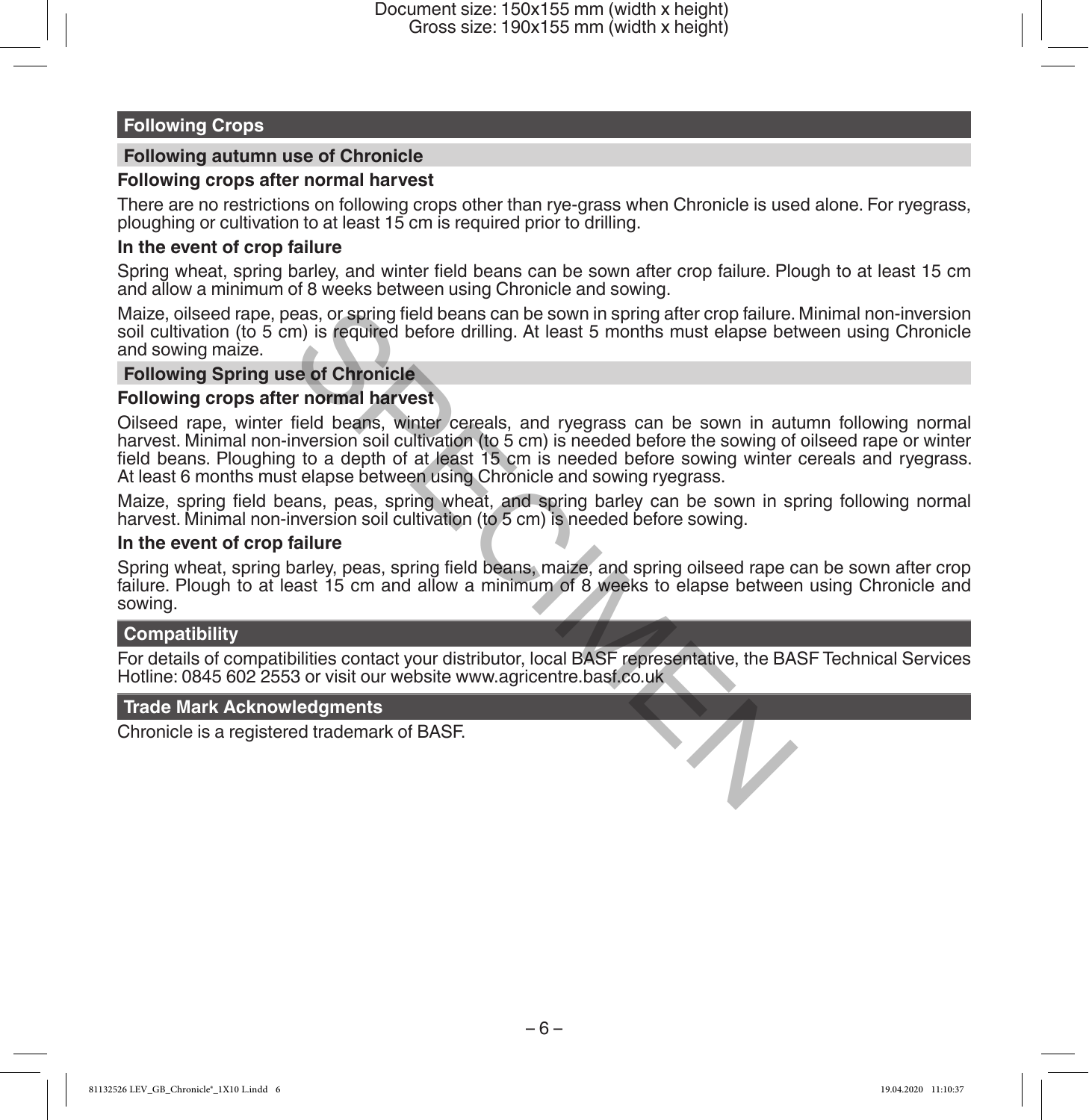## Following Crops

### Following autumn use of Chronicle

**Following crops after normal harvest**

There are no restrictions on following crops other than rye-grass when Chronicle is used alone. For ryegrass, ploughing or cultivation to at least 15 cm is required prior to drilling.

**In the event of crop failure**

Spring wheat, spring barley, and winter field beans can be sown after crop failure. Plough to at least 15 cm and allow a minimum of 8 weeks between using Chronicle and sowing.

Maize, oilseed rape, peas, or spring field beans can be sown in spring after crop failure. Minimal non-inversion soil cultivation (to 5 cm) is required before drilling. At least 5 months must elapse between using Chronicle and sowing maize.

### Following Spring use of Chronicle

**Following crops after normal harvest**

Oilseed rape, winter field beans, winter cereals, and ryegrass can be sown in autumn following normal harvest. Minimal non-inversion soil cultivation (to 5 cm) is needed before the sowing of oilseed rape or winter field beans. Ploughing to a depth of at least 15 cm is needed before sowing winter cereals and ryegrass. At least 6 months must elapse between using Chronicle and sowing ryegrass.

Maize, spring field beans, peas, spring wheat, and spring barley can be sown in spring following normal harvest. Minimal non-inversion soil cultivation (to 5 cm) is needed before sowing.

**In the event of crop failure**

Spring wheat, spring barley, peas, spring field beans, maize, and spring oilseed rape can be sown after crop failure. Plough to at least 15 cm and allow a minimum of 8 weeks to elapse between using Chronicle and sowing.

## Compatibility

For details of compatibilities contact your distributor, local BASF representative, the BASF Technical Services Hotline: 0845 602 2553 or visit our website www.agricentre.basf.co.uk

## Trade Mark Acknowledgments

Chronicle is a registered trademark of BASF.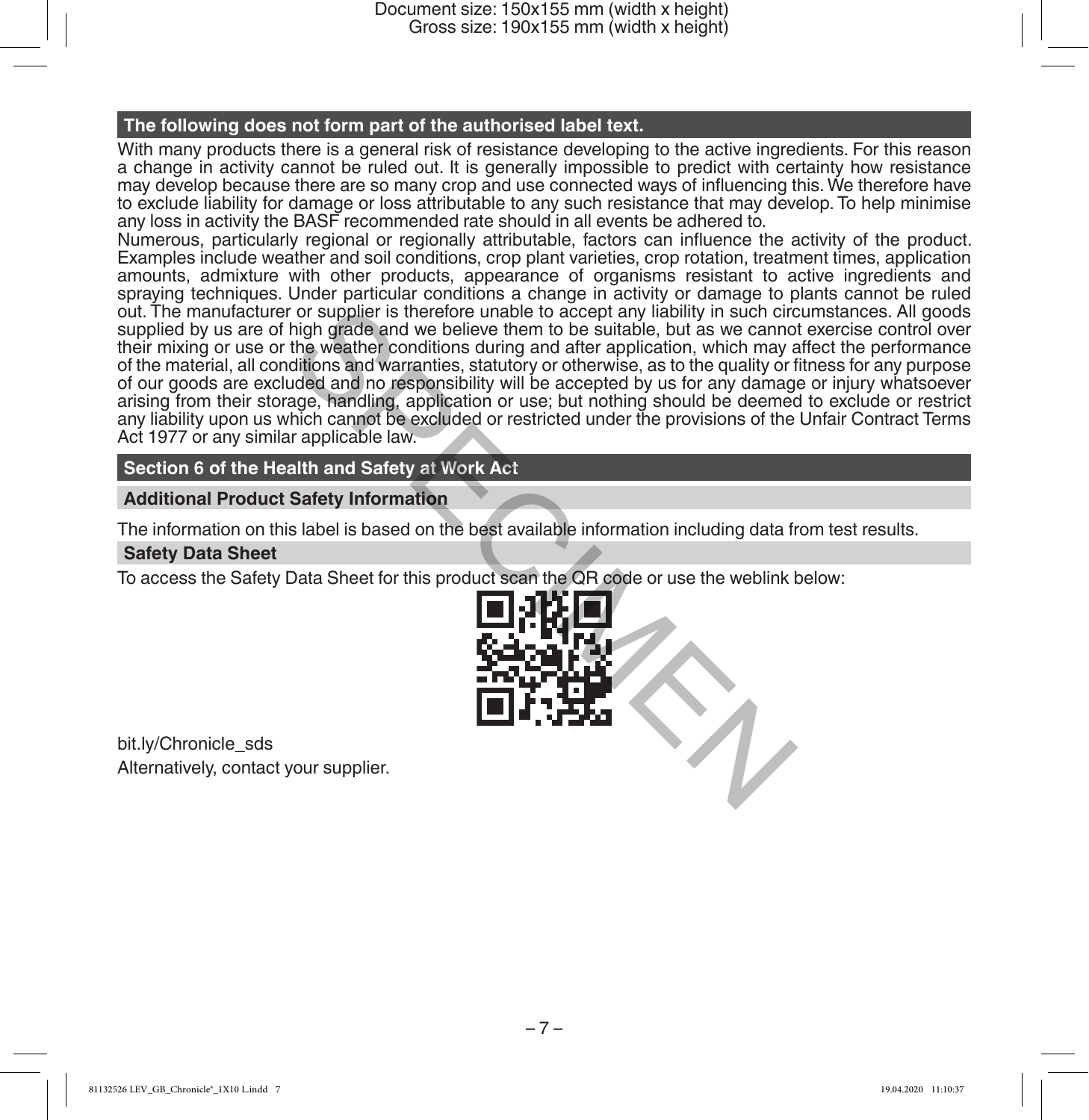## The following does not form part of the authorised label text.

With many products there is a general risk of resistance developing to the active ingredients. For this reason a change in activity cannot be ruled out. It is generally impossible to predict with certainty how resistance may develop because there are so many crop and use connected ways of influencing this. We therefore have to exclude liability for damage or loss attributable to any such resistance that may develop. To help minimise any loss in activity the BASF recommended rate should in all events be adhered to.

Numerous, particularly regional or regionally attributable, factors can influence the activity of the product. Examples include weather and soil conditions, crop plant varieties, crop rotation, treatment times, application amounts, admixture with other products, appearance of organisms resistant to active ingredients and spraying techniques. Under particular conditions a change in activity or damage to plants cannot be ruled out. The manufacturer or supplier is therefore unable to accept any liability in such circumstances. All goods supplied by us are of high grade and we believe them to be suitable, but as we cannot exercise control over their mixing or use or the weather conditions during and after application, which may affect the performance of the material, all conditions and warranties, statutory or otherwise, as to the quality or fitness for any purpose of our goods are excluded and no responsibility will be accepted by us for any damage or injury whatsoever arising from their storage, handling, application or use; but nothing should be deemed to exclude or restrict any liability upon us which cannot be excluded or restricted under the provisions of the Unfair Contract Terms Act 1977 or any similar applicable law.

## Section 6 of the Health and Safety at Work Act

### Additional Product Safety Information

The information on this label is based on the best available information including data from test results.

### Safety Data Sheet

To access the Safety Data Sheet for this product scan the QR code or use the weblink below:

bit.ly/Chronicle_sds

Alternatively, contact your supplier.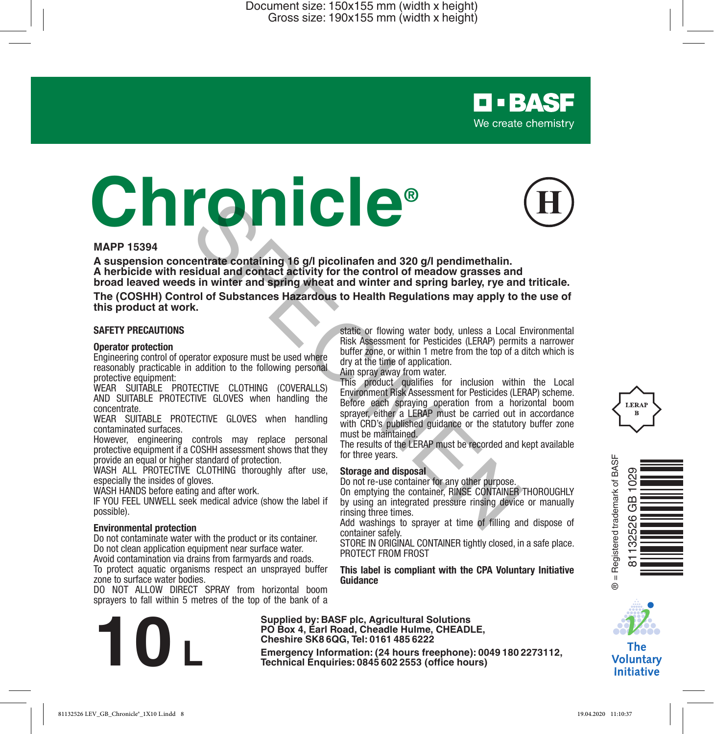Document size: 150x155 mm (width x height)
Gross size: 190x155 mm (width x height)

BASF
We create chemistry

# Chronicle®

(H)

**MAPP 15394**

**A suspension concentrate containing 16 g/l picolinafen and 320 g/l pendimethalin.**
**A herbicide with residual and contact activity for the control of meadow grasses and broad leaved weeds in winter and spring wheat and winter and spring barley, rye and triticale.**

**The (COSHH) Control of Substances Hazardous to Health Regulations may apply to the use of this product at work.**

SPECIMEN

## SAFETY PRECAUTIONS

### Operator protection

Engineering control of operator exposure must be used where reasonably practicable in addition to the following personal protective equipment:

WEAR SUITABLE PROTECTIVE CLOTHING (COVERALLS) AND SUITABLE PROTECTIVE GLOVES when handling the concentrate.

WEAR SUITABLE PROTECTIVE GLOVES when handling contaminated surfaces.

However, engineering controls may replace personal protective equipment if a COSHH assessment shows that they provide an equal or higher standard of protection.

WASH ALL PROTECTIVE CLOTHING thoroughly after use, especially the insides of gloves.

WASH HANDS before eating and after work.

IF YOU FEEL UNWELL seek medical advice (show the label if possible).

### Environmental protection

Do not contaminate water with the product or its container.

Do not clean application equipment near surface water.

Avoid contamination via drains from farmyards and roads.

To protect aquatic organisms respect an unsprayed buffer zone to surface water bodies.

DO NOT ALLOW DIRECT SPRAY from horizontal boom sprayers to fall within 5 metres of the top of the bank of a static or flowing water body, unless a Local Environmental Risk Assessment for Pesticides (LERAP) permits a narrower buffer zone, or within 1 metre from the top of a ditch which is dry at the time of application.

Aim spray away from water.

This product qualifies for inclusion within the Local Environment Risk Assessment for Pesticides (LERAP) scheme. Before each spraying operation from a horizontal boom sprayer, either a LERAP must be carried out in accordance with CRD's published guidance or the statutory buffer zone must be maintained.

The results of the LERAP must be recorded and kept available for three years.

### Storage and disposal

Do not re-use container for any other purpose.

On emptying the container, RINSE CONTAINER THOROUGHLY by using an integrated pressure rinsing device or manually rinsing three times.

Add washings to sprayer at time of filling and dispose of container safely.

STORE IN ORIGINAL CONTAINER tightly closed, in a safe place.

PROTECT FROM FROST

**This label is compliant with the CPA Voluntary Initiative Guidance**

LERAP B

® = Registered trademark of BASF

81132526 GB 1029

The Voluntary Initiative

# 10 L

**Supplied by: BASF plc, Agricultural Solutions**
**PO Box 4, Earl Road, Cheadle Hulme, CHEADLE, Cheshire SK8 6QG, Tel: 0161 485 6222**

**Emergency Information: (24 hours freephone): 0049 180 2273112,**
**Technical Enquiries: 0845 602 2553 (office hours)**